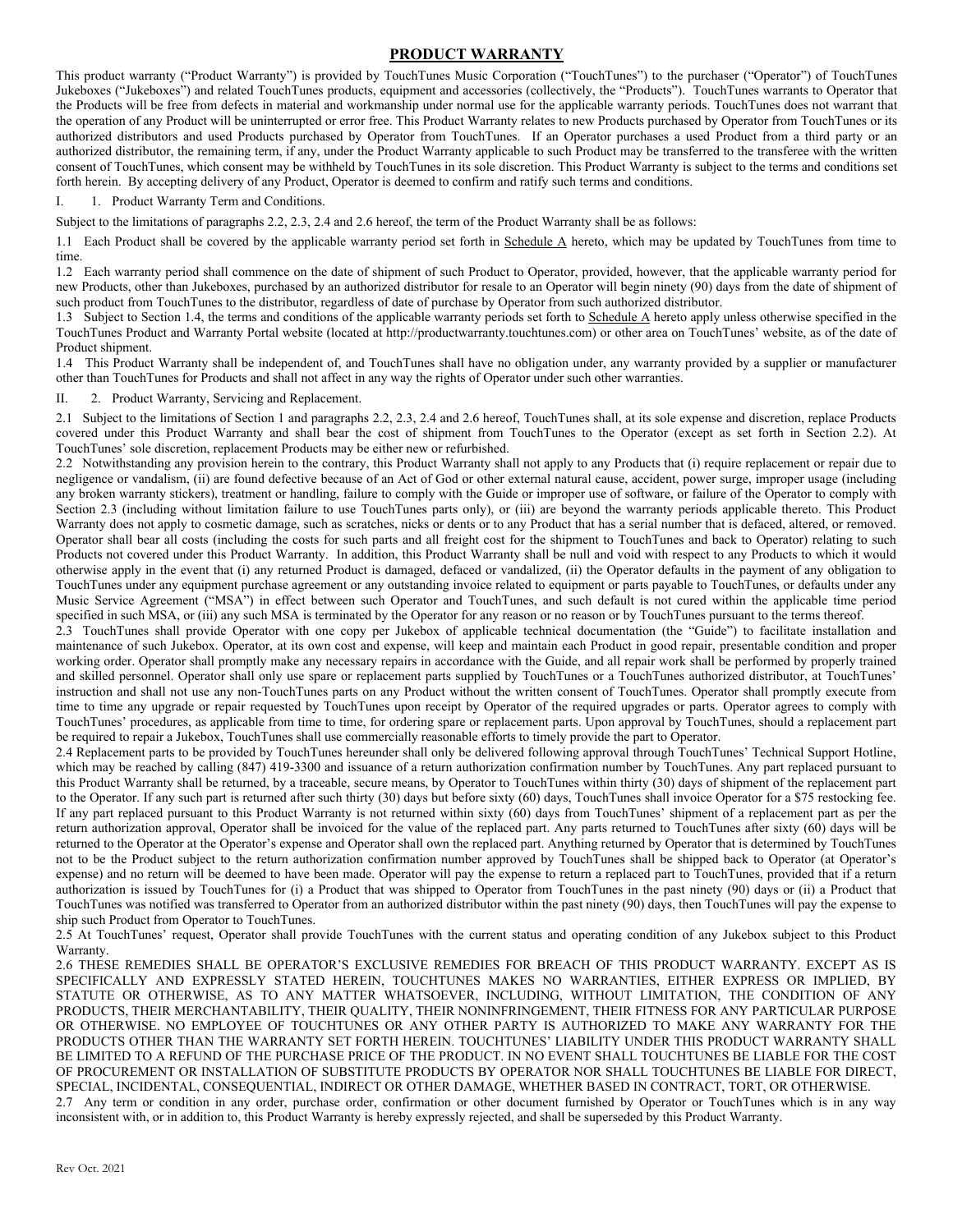# PRODUCT WARRANTY

This product warranty ("Product Warranty") is provided by TouchTunes Music Corporation ("TouchTunes") to the purchaser ("Operator") of TouchTunes Jukeboxes ("Jukeboxes") and related TouchTunes products, equipment and accessories (collectively, the "Products"). TouchTunes warrants to Operator that the Products will be free from defects in material and workmanship under normal use for the applicable warranty periods. TouchTunes does not warrant that the operation of any Product will be uninterrupted or error free. This Product Warranty relates to new Products purchased by Operator from TouchTunes or its authorized distributors and used Products purchased by Operator from TouchTunes. If an Operator purchases a used Product from a third party or an authorized distributor, the remaining term, if any, under the Product Warranty applicable to such Product may be transferred to the transferee with the written consent of TouchTunes, which consent may be withheld by TouchTunes in its sole discretion. This Product Warranty is subject to the terms and conditions set forth herein. By accepting delivery of any Product, Operator is deemed to confirm and ratify such terms and conditions.

I. 1. Product Warranty Term and Conditions.

Subject to the limitations of paragraphs 2.2, 2.3, 2.4 and 2.6 hereof, the term of the Product Warranty shall be as follows:

1.1 Each Product shall be covered by the applicable warranty period set forth in Schedule A hereto, which may be updated by TouchTunes from time to time.

1.2 Each warranty period shall commence on the date of shipment of such Product to Operator, provided, however, that the applicable warranty period for new Products, other than Jukeboxes, purchased by an authorized distributor for resale to an Operator will begin ninety (90) days from the date of shipment of such product from TouchTunes to the distributor, regardless of date of purchase by Operator from such authorized distributor.

1.3 Subject to Section 1.4, the terms and conditions of the applicable warranty periods set forth to Schedule A hereto apply unless otherwise specified in the TouchTunes Product and Warranty Portal website (located at http://productwarranty.touchtunes.com) or other area on TouchTunes' website, as of the date of Product shipment.

1.4 This Product Warranty shall be independent of, and TouchTunes shall have no obligation under, any warranty provided by a supplier or manufacturer other than TouchTunes for Products and shall not affect in any way the rights of Operator under such other warranties.

II. 2. Product Warranty, Servicing and Replacement.

2.1 Subject to the limitations of Section 1 and paragraphs 2.2, 2.3, 2.4 and 2.6 hereof, TouchTunes shall, at its sole expense and discretion, replace Products covered under this Product Warranty and shall bear the cost of shipment from TouchTunes to the Operator (except as set forth in Section 2.2). At TouchTunes' sole discretion, replacement Products may be either new or refurbished.

2.2 Notwithstanding any provision herein to the contrary, this Product Warranty shall not apply to any Products that (i) require replacement or repair due to negligence or vandalism, (ii) are found defective because of an Act of God or other external natural cause, accident, power surge, improper usage (including any broken warranty stickers), treatment or handling, failure to comply with the Guide or improper use of software, or failure of the Operator to comply with Section 2.3 (including without limitation failure to use TouchTunes parts only), or (iii) are beyond the warranty periods applicable thereto. This Product Warranty does not apply to cosmetic damage, such as scratches, nicks or dents or to any Product that has a serial number that is defaced, altered, or removed. Operator shall bear all costs (including the costs for such parts and all freight cost for the shipment to TouchTunes and back to Operator) relating to such Products not covered under this Product Warranty. In addition, this Product Warranty shall be null and void with respect to any Products to which it would otherwise apply in the event that (i) any returned Product is damaged, defaced or vandalized, (ii) the Operator defaults in the payment of any obligation to TouchTunes under any equipment purchase agreement or any outstanding invoice related to equipment or parts payable to TouchTunes, or defaults under any Music Service Agreement ("MSA") in effect between such Operator and TouchTunes, and such default is not cured within the applicable time period specified in such MSA, or (iii) any such MSA is terminated by the Operator for any reason or no reason or by TouchTunes pursuant to the terms thereof.

2.3 TouchTunes shall provide Operator with one copy per Jukebox of applicable technical documentation (the "Guide") to facilitate installation and maintenance of such Jukebox. Operator, at its own cost and expense, will keep and maintain each Product in good repair, presentable condition and proper working order. Operator shall promptly make any necessary repairs in accordance with the Guide, and all repair work shall be performed by properly trained and skilled personnel. Operator shall only use spare or replacement parts supplied by TouchTunes or a TouchTunes authorized distributor, at TouchTunes' instruction and shall not use any non-TouchTunes parts on any Product without the written consent of TouchTunes. Operator shall promptly execute from time to time any upgrade or repair requested by TouchTunes upon receipt by Operator of the required upgrades or parts. Operator agrees to comply with TouchTunes' procedures, as applicable from time to time, for ordering spare or replacement parts. Upon approval by TouchTunes, should a replacement part be required to repair a Jukebox, TouchTunes shall use commercially reasonable efforts to timely provide the part to Operator.

2.4 Replacement parts to be provided by TouchTunes hereunder shall only be delivered following approval through TouchTunes' Technical Support Hotline, which may be reached by calling (847) 419-3300 and issuance of a return authorization confirmation number by TouchTunes. Any part replaced pursuant to this Product Warranty shall be returned, by a traceable, secure means, by Operator to TouchTunes within thirty (30) days of shipment of the replacement part to the Operator. If any such part is returned after such thirty (30) days but before sixty (60) days, TouchTunes shall invoice Operator for a $75 restocking fee. If any part replaced pursuant to this Product Warranty is not returned within sixty (60) days from TouchTunes' shipment of a replacement part as per the return authorization approval, Operator shall be invoiced for the value of the replaced part. Any parts returned to TouchTunes after sixty (60) days will be returned to the Operator at the Operator's expense and Operator shall own the replaced part. Anything returned by Operator that is determined by TouchTunes not to be the Product subject to the return authorization confirmation number approved by TouchTunes shall be shipped back to Operator (at Operator's expense) and no return will be deemed to have been made. Operator will pay the expense to return a replaced part to TouchTunes, provided that if a return authorization is issued by TouchTunes for (i) a Product that was shipped to Operator from TouchTunes in the past ninety (90) days or (ii) a Product that TouchTunes was notified was transferred to Operator from an authorized distributor within the past ninety (90) days, then TouchTunes will pay the expense to ship such Product from Operator to TouchTunes.

2.5 At TouchTunes' request, Operator shall provide TouchTunes with the current status and operating condition of any Jukebox subject to this Product Warranty.

2.6 THESE REMEDIES SHALL BE OPERATOR'S EXCLUSIVE REMEDIES FOR BREACH OF THIS PRODUCT WARRANTY. EXCEPT AS IS SPECIFICALLY AND EXPRESSLY STATED HEREIN, TOUCHTUNES MAKES NO WARRANTIES, EITHER EXPRESS OR IMPLIED, BY STATUTE OR OTHERWISE, AS TO ANY MATTER WHATSOEVER, INCLUDING, WITHOUT LIMITATION, THE CONDITION OF ANY PRODUCTS, THEIR MERCHANTABILITY, THEIR QUALITY, THEIR NONINFRINGEMENT, THEIR FITNESS FOR ANY PARTICULAR PURPOSE OR OTHERWISE. NO EMPLOYEE OF TOUCHTUNES OR ANY OTHER PARTY IS AUTHORIZED TO MAKE ANY WARRANTY FOR THE PRODUCTS OTHER THAN THE WARRANTY SET FORTH HEREIN. TOUCHTUNES' LIABILITY UNDER THIS PRODUCT WARRANTY SHALL BE LIMITED TO A REFUND OF THE PURCHASE PRICE OF THE PRODUCT. IN NO EVENT SHALL TOUCHTUNES BE LIABLE FOR THE COST OF PROCUREMENT OR INSTALLATION OF SUBSTITUTE PRODUCTS BY OPERATOR NOR SHALL TOUCHTUNES BE LIABLE FOR DIRECT, SPECIAL, INCIDENTAL, CONSEQUENTIAL, INDIRECT OR OTHER DAMAGE, WHETHER BASED IN CONTRACT, TORT, OR OTHERWISE.

2.7 Any term or condition in any order, purchase order, confirmation or other document furnished by Operator or TouchTunes which is in any way inconsistent with, or in addition to, this Product Warranty is hereby expressly rejected, and shall be superseded by this Product Warranty.

Rev Oct. 2021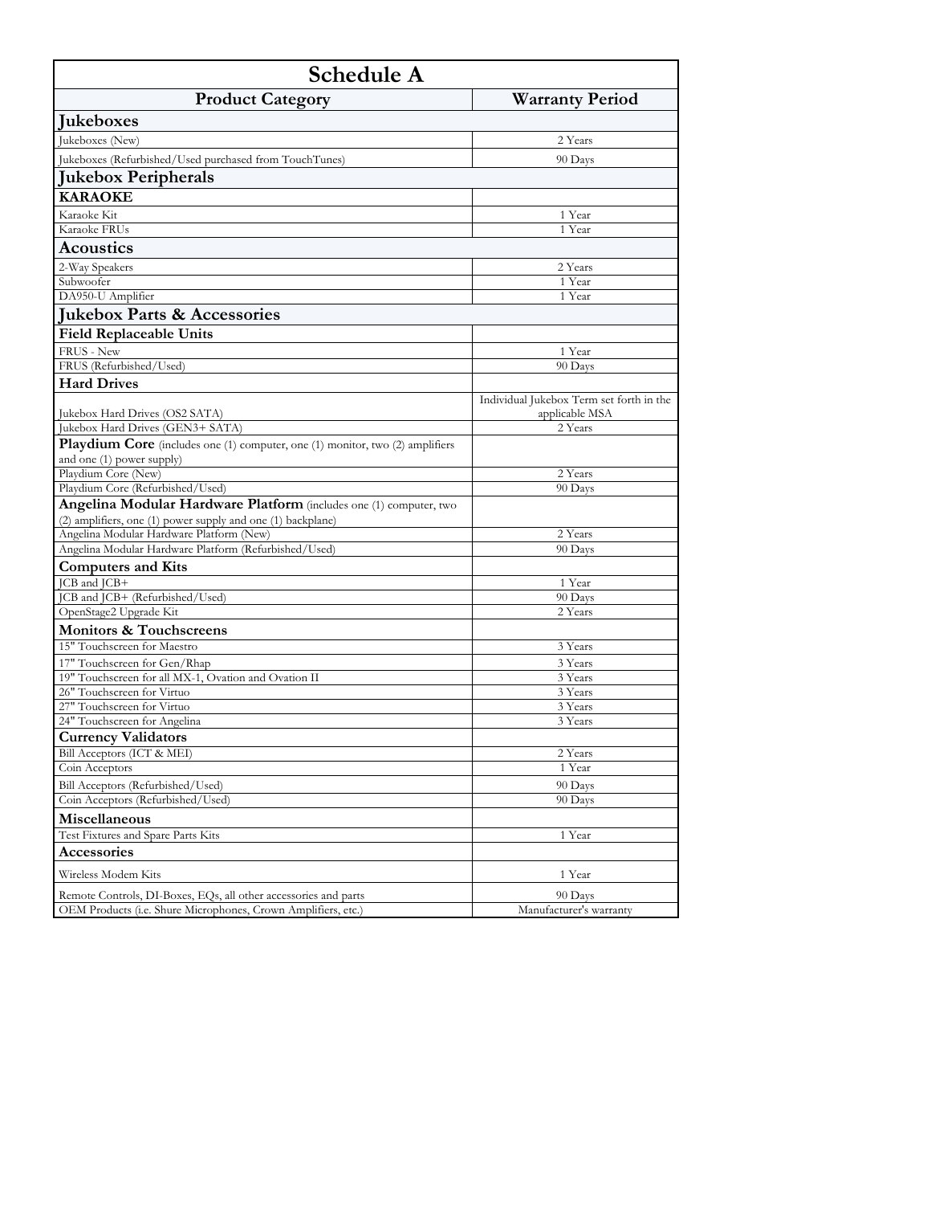# Schedule A

| Product Category | Warranty Period |
| --- | --- |
| **Jukeboxes** | |
| Jukeboxes (New) | 2 Years |
| Jukeboxes (Refurbished/Used purchased from TouchTunes) | 90 Days |
| **Jukebox Peripherals** | |
| **KARAOKE** | |
| Karaoke Kit | 1 Year |
| Karaoke FRUs | 1 Year |
| **Acoustics** | |
| 2-Way Speakers | 2 Years |
| Subwoofer | 1 Year |
| DA950-U Amplifier | 1 Year |
| **Jukebox Parts & Accessories** | |
| **Field Replaceable Units** | |
| FRUS - New | 1 Year |
| FRUS (Refurbished/Used) | 90 Days |
| **Hard Drives** | |
| Jukebox Hard Drives (OS2 SATA) | Individual Jukebox Term set forth in the applicable MSA |
| Jukebox Hard Drives (GEN3+ SATA) | 2 Years |
| **Playdium Core** (includes one (1) computer, one (1) monitor, two (2) amplifiers and one (1) power supply) | |
| Playdium Core (New) | 2 Years |
| Playdium Core (Refurbished/Used) | 90 Days |
| **Angelina Modular Hardware Platform** (includes one (1) computer, two (2) amplifiers, one (1) power supply and one (1) backplane) | |
| Angelina Modular Hardware Platform (New) | 2 Years |
| Angelina Modular Hardware Platform (Refurbished/Used) | 90 Days |
| **Computers and Kits** | |
| JCB and JCB+ | 1 Year |
| JCB and JCB+ (Refurbished/Used) | 90 Days |
| OpenStage2 Upgrade Kit | 2 Years |
| **Monitors & Touchscreens** | |
| 15" Touchscreen for Maestro | 3 Years |
| 17" Touchscreen for Gen/Rhap | 3 Years |
| 19" Touchscreen for all MX-1, Ovation and Ovation II | 3 Years |
| 26" Touchscreen for Virtuo | 3 Years |
| 27" Touchscreen for Virtuo | 3 Years |
| 24" Touchscreen for Angelina | 3 Years |
| **Currency Validators** | |
| Bill Acceptors (ICT & MEI) | 2 Years |
| Coin Acceptors | 1 Year |
| Bill Acceptors (Refurbished/Used) | 90 Days |
| Coin Acceptors (Refurbished/Used) | 90 Days |
| **Miscellaneous** | |
| Test Fixtures and Spare Parts Kits | 1 Year |
| **Accessories** | |
| Wireless Modem Kits | 1 Year |
| Remote Controls, DI-Boxes, EQs, all other accessories and parts | 90 Days |
| OEM Products (i.e. Shure Microphones, Crown Amplifiers, etc.) | Manufacturer's warranty |